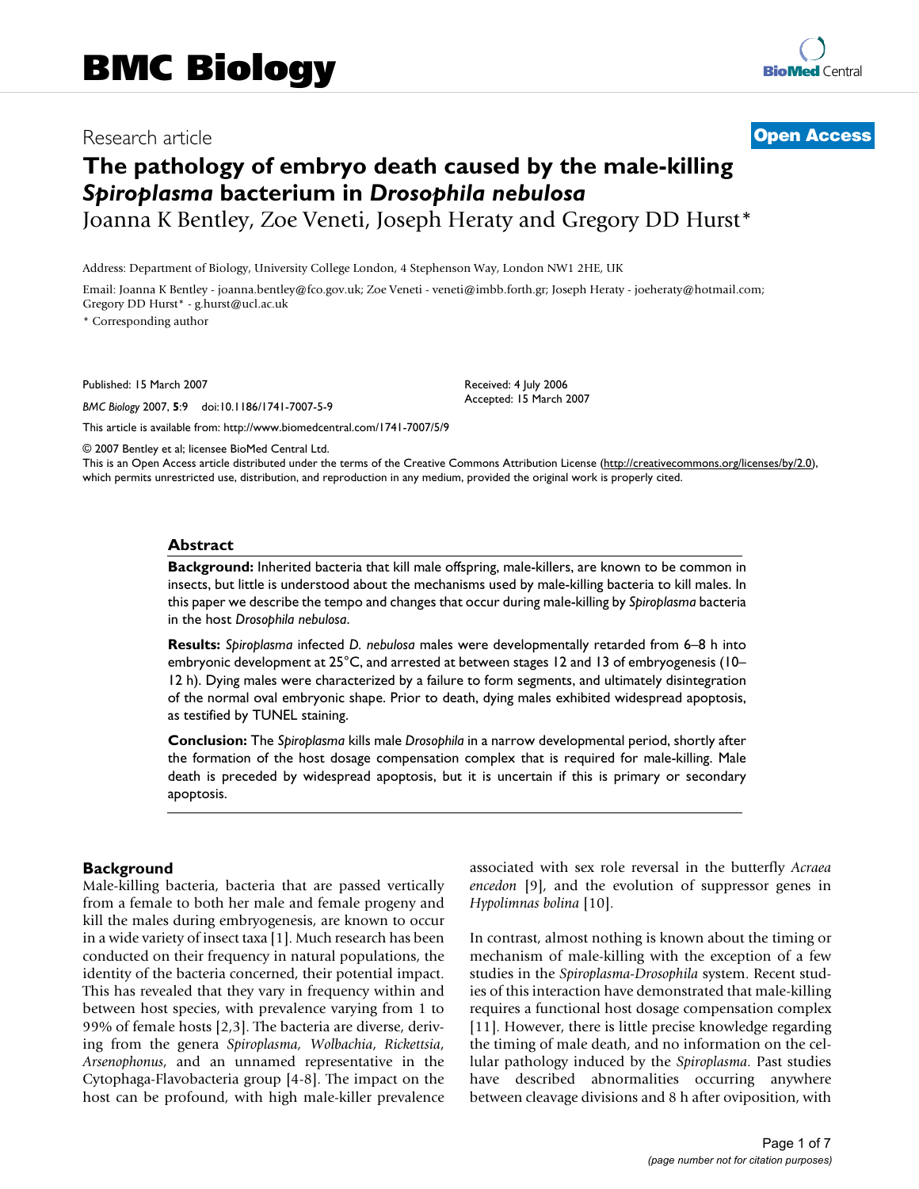BMC Biology

Research article

**Open Access**

# The pathology of embryo death caused by the male-killing *Spiroplasma* bacterium in *Drosophila nebulosa*

Joanna K Bentley, Zoe Veneti, Joseph Heraty and Gregory DD Hurst*

Address: Department of Biology, University College London, 4 Stephenson Way, London NW1 2HE, UK

Email: Joanna K Bentley - joanna.bentley@fco.gov.uk; Zoe Veneti - veneti@imbb.forth.gr; Joseph Heraty - joeheraty@hotmail.com; Gregory DD Hurst* - g.hurst@ucl.ac.uk

* Corresponding author

Published: 15 March 2007

*BMC Biology* 2007, **5**:9 doi:10.1186/1741-7007-5-9

Received: 4 July 2006
Accepted: 15 March 2007

This article is available from: http://www.biomedcentral.com/1741-7007/5/9

© 2007 Bentley et al; licensee BioMed Central Ltd.
This is an Open Access article distributed under the terms of the Creative Commons Attribution License (http://creativecommons.org/licenses/by/2.0), which permits unrestricted use, distribution, and reproduction in any medium, provided the original work is properly cited.

## Abstract

**Background:** Inherited bacteria that kill male offspring, male-killers, are known to be common in insects, but little is understood about the mechanisms used by male-killing bacteria to kill males. In this paper we describe the tempo and changes that occur during male-killing by *Spiroplasma* bacteria in the host *Drosophila nebulosa*.

**Results:** *Spiroplasma* infected *D. nebulosa* males were developmentally retarded from 6–8 h into embryonic development at 25°C, and arrested at between stages 12 and 13 of embryogenesis (10–12 h). Dying males were characterized by a failure to form segments, and ultimately disintegration of the normal oval embryonic shape. Prior to death, dying males exhibited widespread apoptosis, as testified by TUNEL staining.

**Conclusion:** The *Spiroplasma* kills male *Drosophila* in a narrow developmental period, shortly after the formation of the host dosage compensation complex that is required for male-killing. Male death is preceded by widespread apoptosis, but it is uncertain if this is primary or secondary apoptosis.

## Background

Male-killing bacteria, bacteria that are passed vertically from a female to both her male and female progeny and kill the males during embryogenesis, are known to occur in a wide variety of insect taxa [1]. Much research has been conducted on their frequency in natural populations, the identity of the bacteria concerned, their potential impact. This has revealed that they vary in frequency within and between host species, with prevalence varying from 1 to 99% of female hosts [2,3]. The bacteria are diverse, deriving from the genera *Spiroplasma*, *Wolbachia*, *Rickettsia*, *Arsenophonus*, and an unnamed representative in the Cytophaga-Flavobacteria group [4-8]. The impact on the host can be profound, with high male-killer prevalence associated with sex role reversal in the butterfly *Acraea encedon* [9], and the evolution of suppressor genes in *Hypolimnas bolina* [10].

In contrast, almost nothing is known about the timing or mechanism of male-killing with the exception of a few studies in the *Spiroplasma-Drosophila* system. Recent studies of this interaction have demonstrated that male-killing requires a functional host dosage compensation complex [11]. However, there is little precise knowledge regarding the timing of male death, and no information on the cellular pathology induced by the *Spiroplasma*. Past studies have described abnormalities occurring anywhere between cleavage divisions and 8 h after oviposition, with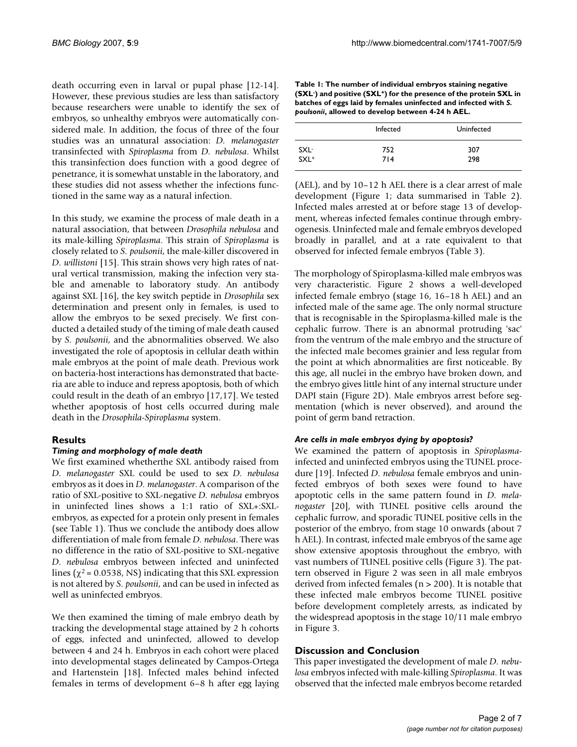death occurring even in larval or pupal phase [12-14]. However, these previous studies are less than satisfactory because researchers were unable to identify the sex of embryos, so unhealthy embryos were automatically considered male. In addition, the focus of three of the four studies was an unnatural association: *D. melanogaster* transinfected with *Spiroplasma* from *D. nebulosa*. Whilst this transinfection does function with a good degree of penetrance, it is somewhat unstable in the laboratory, and these studies did not assess whether the infections functioned in the same way as a natural infection.

In this study, we examine the process of male death in a natural association, that between *Drosophila nebulosa* and its male-killing *Spiroplasma*. This strain of *Spiroplasma* is closely related to *S. poulsonii*, the male-killer discovered in *D. willistoni* [15]. This strain shows very high rates of natural vertical transmission, making the infection very stable and amenable to laboratory study. An antibody against SXL [16], the key switch peptide in *Drosophila* sex determination and present only in females, is used to allow the embryos to be sexed precisely. We first conducted a detailed study of the timing of male death caused by *S. poulsonii*, and the abnormalities observed. We also investigated the role of apoptosis in cellular death within male embryos at the point of male death. Previous work on bacteria-host interactions has demonstrated that bacteria are able to induce and repress apoptosis, both of which could result in the death of an embryo [17,17]. We tested whether apoptosis of host cells occurred during male death in the *Drosophila-Spiroplasma* system.

## Results

### Timing and morphology of male death

We first examined whetherthe SXL antibody raised from *D. melanogaster* SXL could be used to sex *D. nebulosa* embryos as it does in *D. melanogaster*. A comparison of the ratio of SXL-positive to SXL-negative *D. nebulosa* embryos in uninfected lines shows a 1:1 ratio of SXL+:SXL- embryos, as expected for a protein only present in females (see Table 1). Thus we conclude the antibody does allow differentiation of male from female *D. nebulosa*. There was no difference in the ratio of SXL-positive to SXL-negative *D. nebulosa* embryos between infected and uninfected lines ($\chi^2 = 0.0538$, NS) indicating that this SXL expression is not altered by *S. poulsonii*, and can be used in infected as well as uninfected embryos.

**Table 1: The number of individual embryos staining negative ($SXL^-$) and positive ($SXL^+$) for the presence of the protein SXL in batches of eggs laid by females uninfected and infected with *S. poulsonii*, allowed to develop between 4-24 h AEL.**

| | Infected | Uninfected |
|---|---|---|
| $SXL^-$ | 752 | 307 |
| $SXL^+$ | 714 | 298 |

We then examined the timing of male embryo death by tracking the developmental stage attained by 2 h cohorts of eggs, infected and uninfected, allowed to develop between 4 and 24 h. Embryos in each cohort were placed into developmental stages delineated by Campos-Ortega and Hartenstein [18]. Infected males behind infected females in terms of development 6–8 h after egg laying (AEL), and by 10–12 h AEL there is a clear arrest of male development (Figure 1; data summarised in Table 2). Infected males arrested at or before stage 13 of development, whereas infected females continue through embryogenesis. Uninfected male and female embryos developed broadly in parallel, and at a rate equivalent to that observed for infected female embryos (Table 3).

The morphology of Spiroplasma-killed male embryos was very characteristic. Figure 2 shows a well-developed infected female embryo (stage 16, 16–18 h AEL) and an infected male of the same age. The only normal structure that is recognisable in the Spiroplasma-killed male is the cephalic furrow. There is an abnormal protruding 'sac' from the ventrum of the male embryo and the structure of the infected male becomes grainier and less regular from the point at which abnormalities are first noticeable. By this age, all nuclei in the embryo have broken down, and the embryo gives little hint of any internal structure under DAPI stain (Figure 2D). Male embryos arrest before segmentation (which is never observed), and around the point of germ band retraction.

### Are cells in male embryos dying by apoptosis?

We examined the pattern of apoptosis in *Spiroplasma*-infected and uninfected embryos using the TUNEL procedure [19]. Infected *D. nebulosa* female embryos and uninfected embryos of both sexes were found to have apoptotic cells in the same pattern found in *D. melanogaster* [20], with TUNEL positive cells around the cephalic furrow, and sporadic TUNEL positive cells in the posterior of the embryo, from stage 10 onwards (about 7 h AEL). In contrast, infected male embryos of the same age show extensive apoptosis throughout the embryo, with vast numbers of TUNEL positive cells (Figure 3). The pattern observed in Figure 2 was seen in all male embryos derived from infected females (n > 200). It is notable that these infected male embryos become TUNEL positive before development completely arrests, as indicated by the widespread apoptosis in the stage 10/11 male embryo in Figure 3.

## Discussion and Conclusion

This paper investigated the development of male *D. nebulosa* embryos infected with male-killing *Spiroplasma*. It was observed that the infected male embryos become retarded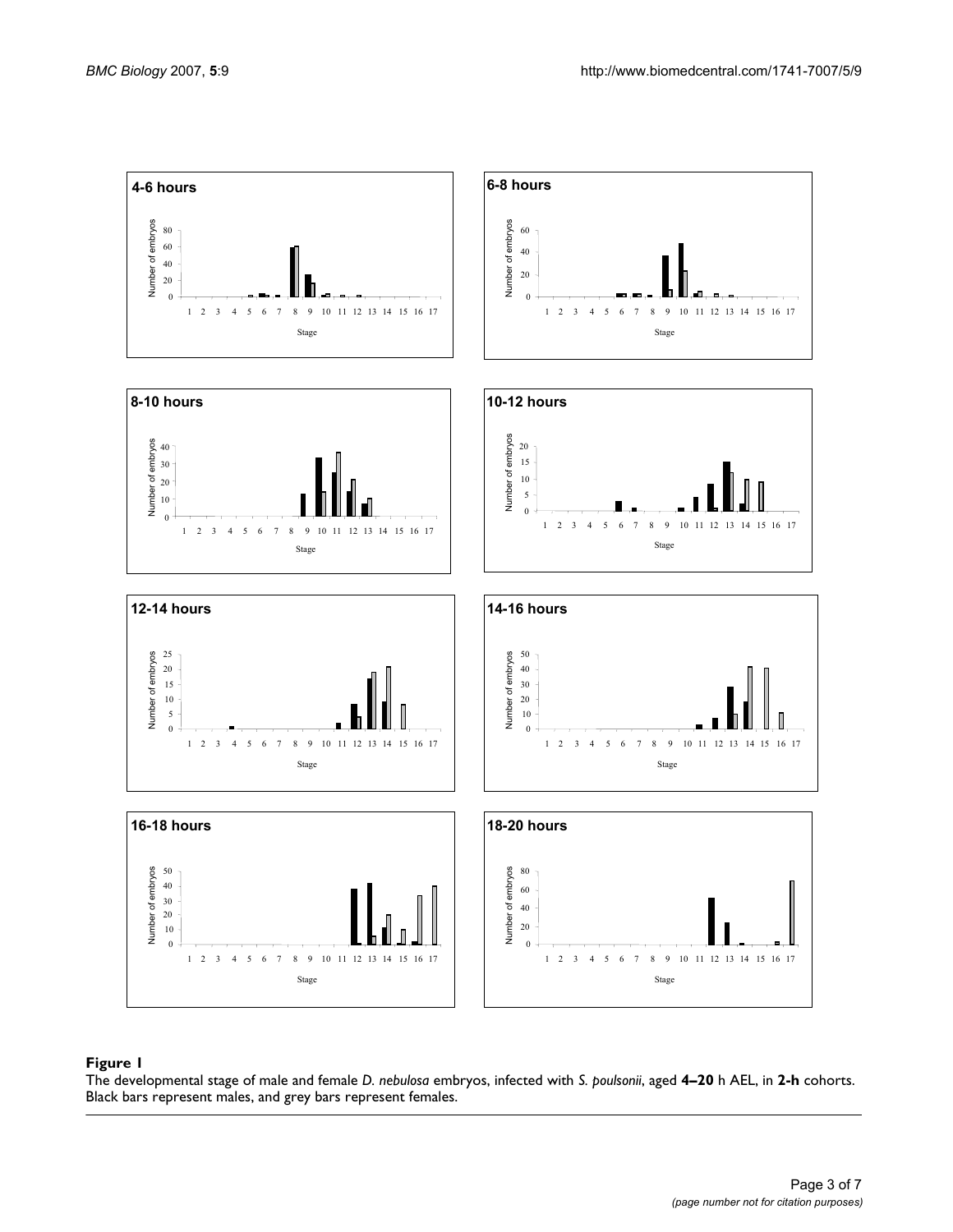**Figure 1**

The developmental stage of male and female *D. nebulosa* embryos, infected with *S. poulsonii*, aged **4–20** h AEL, in **2-h** cohorts. Black bars represent males, and grey bars represent females.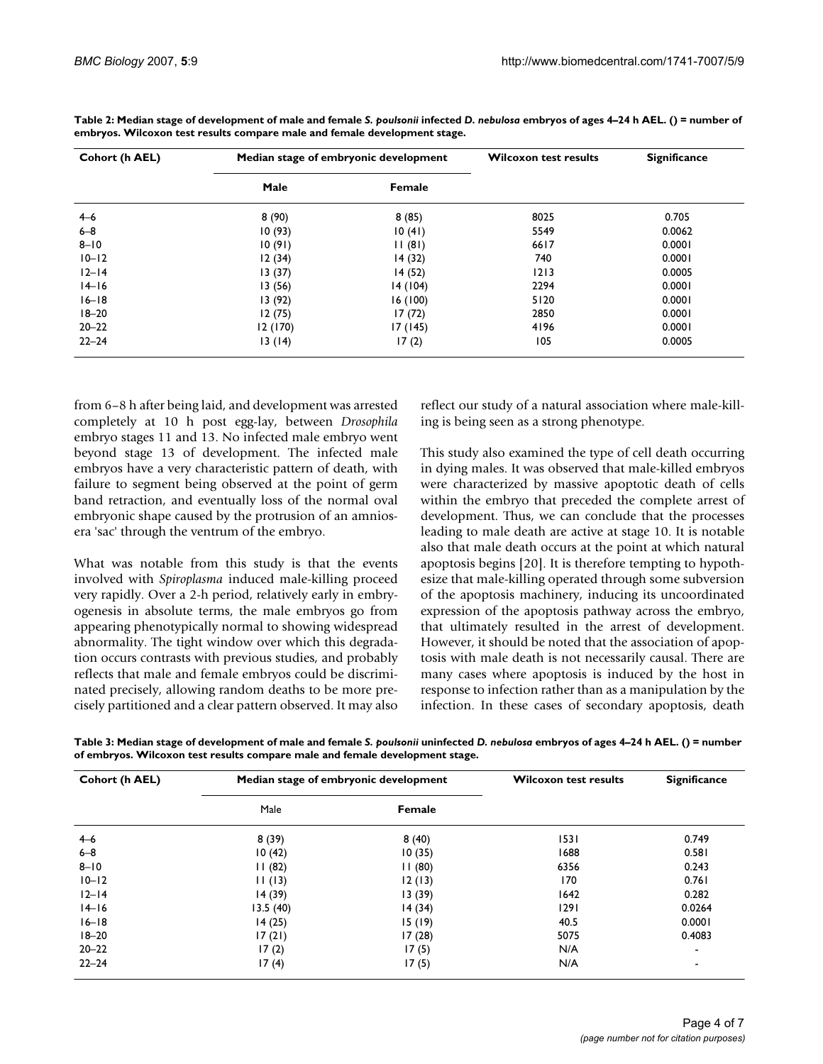**Table 2: Median stage of development of male and female *S. poulsonii* infected *D. nebulosa* embryos of ages 4–24 h AEL. () = number of embryos. Wilcoxon test results compare male and female development stage.**

| Cohort (h AEL) | Median stage of embryonic development | | Wilcoxon test results | Significance |
|---|---|---|---|---|
| | **Male** | **Female** | | |
| 4–6 | 8 (90) | 8 (85) | 8025 | 0.705 |
| 6–8 | 10 (93) | 10 (41) | 5549 | 0.0062 |
| 8–10 | 10 (91) | 11 (81) | 6617 | 0.0001 |
| 10–12 | 12 (34) | 14 (32) | 740 | 0.0001 |
| 12–14 | 13 (37) | 14 (52) | 1213 | 0.0005 |
| 14–16 | 13 (56) | 14 (104) | 2294 | 0.0001 |
| 16–18 | 13 (92) | 16 (100) | 5120 | 0.0001 |
| 18–20 | 12 (75) | 17 (72) | 2850 | 0.0001 |
| 20–22 | 12 (170) | 17 (145) | 4196 | 0.0001 |
| 22–24 | 13 (14) | 17 (2) | 105 | 0.0005 |

from 6–8 h after being laid, and development was arrested completely at 10 h post egg-lay, between *Drosophila* embryo stages 11 and 13. No infected male embryo went beyond stage 13 of development. The infected male embryos have a very characteristic pattern of death, with failure to segment being observed at the point of germ band retraction, and eventually loss of the normal oval embryonic shape caused by the protrusion of an amnioserа 'sac' through the ventrum of the embryo.

What was notable from this study is that the events involved with *Spiroplasma* induced male-killing proceed very rapidly. Over a 2-h period, relatively early in embryogenesis in absolute terms, the male embryos go from appearing phenotypically normal to showing widespread abnormality. The tight window over which this degradation occurs contrasts with previous studies, and probably reflects that male and female embryos could be discriminated precisely, allowing random deaths to be more precisely partitioned and a clear pattern observed. It may also reflect our study of a natural association where male-killing is being seen as a strong phenotype.

This study also examined the type of cell death occurring in dying males. It was observed that male-killed embryos were characterized by massive apoptotic death of cells within the embryo that preceded the complete arrest of development. Thus, we can conclude that the processes leading to male death are active at stage 10. It is notable also that male death occurs at the point at which natural apoptosis begins [20]. It is therefore tempting to hypothesize that male-killing operated through some subversion of the apoptosis machinery, inducing its uncoordinated expression of the apoptosis pathway across the embryo, that ultimately resulted in the arrest of development. However, it should be noted that the association of apoptosis with male death is not necessarily causal. There are many cases where apoptosis is induced by the host in response to infection rather than as a manipulation by the infection. In these cases of secondary apoptosis, death

**Table 3: Median stage of development of male and female *S. poulsonii* uninfected *D. nebulosa* embryos of ages 4–24 h AEL. () = number of embryos. Wilcoxon test results compare male and female development stage.**

| Cohort (h AEL) | Median stage of embryonic development | | Wilcoxon test results | Significance |
|---|---|---|---|---|
| | Male | **Female** | | |
| 4–6 | 8 (39) | 8 (40) | 1531 | 0.749 |
| 6–8 | 10 (42) | 10 (35) | 1688 | 0.581 |
| 8–10 | 11 (82) | 11 (80) | 6356 | 0.243 |
| 10–12 | 11 (13) | 12 (13) | 170 | 0.761 |
| 12–14 | 14 (39) | 13 (39) | 1642 | 0.282 |
| 14–16 | 13.5 (40) | 14 (34) | 1291 | 0.0264 |
| 16–18 | 14 (25) | 15 (19) | 40.5 | 0.0001 |
| 18–20 | 17 (21) | 17 (28) | 5075 | 0.4083 |
| 20–22 | 17 (2) | 17 (5) | N/A | - |
| 22–24 | 17 (4) | 17 (5) | N/A | - |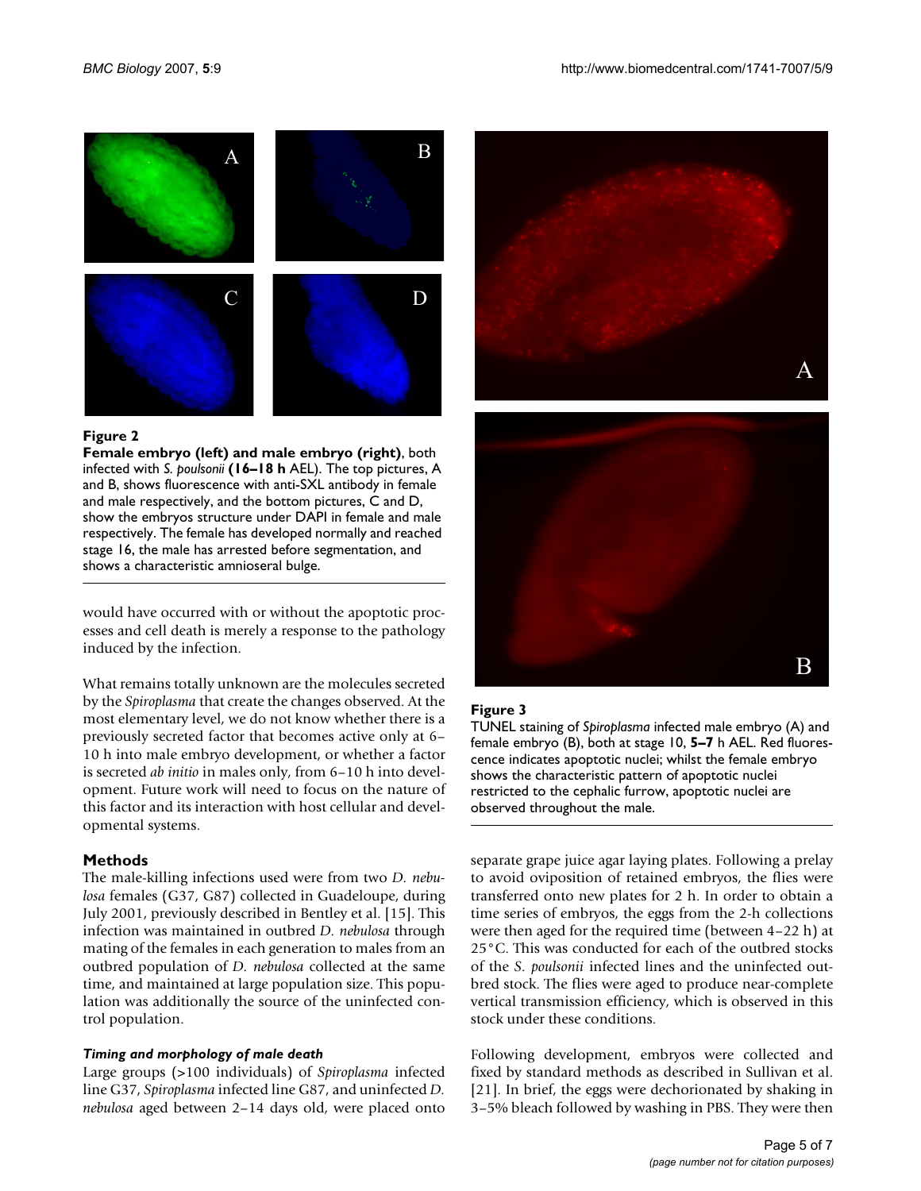**Figure 2**

**Female embryo (left) and male embryo (right)**, both infected with *S. poulsonii* **(16–18 h** AEL). The top pictures, A and B, shows fluorescence with anti-SXL antibody in female and male respectively, and the bottom pictures, C and D, show the embryos structure under DAPI in female and male respectively. The female has developed normally and reached stage 16, the male has arrested before segmentation, and shows a characteristic amnioseral bulge.

**Figure 3**

TUNEL staining of *Spiroplasma* infected male embryo (A) and female embryo (B), both at stage 10, **5–7** h AEL. Red fluorescence indicates apoptotic nuclei; whilst the female embryo shows the characteristic pattern of apoptotic nuclei restricted to the cephalic furrow, apoptotic nuclei are observed throughout the male.

would have occurred with or without the apoptotic processes and cell death is merely a response to the pathology induced by the infection.

What remains totally unknown are the molecules secreted by the *Spiroplasma* that create the changes observed. At the most elementary level, we do not know whether there is a previously secreted factor that becomes active only at 6–10 h into male embryo development, or whether a factor is secreted *ab initio* in males only, from 6–10 h into development. Future work will need to focus on the nature of this factor and its interaction with host cellular and developmental systems.

## Methods

The male-killing infections used were from two *D. nebulosa* females (G37, G87) collected in Guadeloupe, during July 2001, previously described in Bentley et al. [15]. This infection was maintained in outbred *D. nebulosa* through mating of the females in each generation to males from an outbred population of *D. nebulosa* collected at the same time, and maintained at large population size. This population was additionally the source of the uninfected control population.

### *Timing and morphology of male death*

Large groups (>100 individuals) of *Spiroplasma* infected line G37, *Spiroplasma* infected line G87, and uninfected *D. nebulosa* aged between 2–14 days old, were placed onto separate grape juice agar laying plates. Following a prelay to avoid oviposition of retained embryos, the flies were transferred onto new plates for 2 h. In order to obtain a time series of embryos, the eggs from the 2-h collections were then aged for the required time (between 4–22 h) at 25°C. This was conducted for each of the outbred stocks of the *S. poulsonii* infected lines and the uninfected outbred stock. The flies were aged to produce near-complete vertical transmission efficiency, which is observed in this stock under these conditions.

Following development, embryos were collected and fixed by standard methods as described in Sullivan et al. [21]. In brief, the eggs were dechorionated by shaking in 3–5% bleach followed by washing in PBS. They were then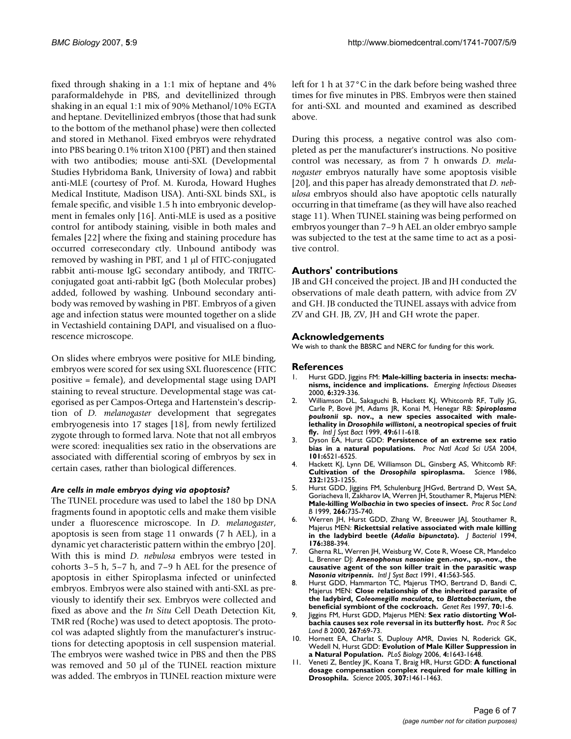fixed through shaking in a 1:1 mix of heptane and 4% paraformaldehyde in PBS, and devitellinized through shaking in an equal 1:1 mix of 90% Methanol/10% EGTA and heptane. Devitellinized embryos (those that had sunk to the bottom of the methanol phase) were then collected and stored in Methanol. Fixed embryos were rehydrated into PBS bearing 0.1% triton X100 (PBT) and then stained with two antibodies; mouse anti-SXL (Developmental Studies Hybridoma Bank, University of Iowa) and rabbit anti-MLE (courtesy of Prof. M. Kuroda, Howard Hughes Medical Institute, Madison USA). Anti-SXL binds SXL, is female specific, and visible 1.5 h into embryonic development in females only [16]. Anti-MLE is used as a positive control for antibody staining, visible in both males and females [22] where the fixing and staining procedure has occurred corresecondary ctly. Unbound antibody was removed by washing in PBT, and 1 μl of FITC-conjugated rabbit anti-mouse IgG secondary antibody, and TRITC-conjugated goat anti-rabbit IgG (both Molecular probes) added, followed by washing. Unbound secondary antibody was removed by washing in PBT. Embryos of a given age and infection status were mounted together on a slide in Vectashield containing DAPI, and visualised on a fluorescence microscope.

On slides where embryos were positive for MLE binding, embryos were scored for sex using SXL fluorescence (FITC positive = female), and developmental stage using DAPI staining to reveal structure. Developmental stage was categorised as per Campos-Ortega and Hartenstein's description of *D. melanogaster* development that segregates embryogenesis into 17 stages [18], from newly fertilized zygote through to formed larva. Note that not all embryos were scored: inequalities sex ratio in the observations are associated with differential scoring of embryos by sex in certain cases, rather than biological differences.

#### *Are cells in male embryos dying via apoptosis?*

The TUNEL procedure was used to label the 180 bp DNA fragments found in apoptotic cells and make them visible under a fluorescence microscope. In *D. melanogaster*, apoptosis is seen from stage 11 onwards (7 h AEL), in a dynamic yet characteristic pattern within the embryo [20]. With this is mind *D. nebulosa* embryos were tested in cohorts 3–5 h, 5–7 h, and 7–9 h AEL for the presence of apoptosis in either Spiroplasma infected or uninfected embryos. Embryos were also stained with anti-SXL as previously to identify their sex. Embryos were collected and fixed as above and the *In Situ* Cell Death Detection Kit, TMR red (Roche) was used to detect apoptosis. The protocol was adapted slightly from the manufacturer's instructions for detecting apoptosis in cell suspension material. The embryos were washed twice in PBS and then the PBS was removed and 50 μl of the TUNEL reaction mixture was added. The embryos in TUNEL reaction mixture were left for 1 h at 37°C in the dark before being washed three times for five minutes in PBS. Embryos were then stained for anti-SXL and mounted and examined as described above.

During this process, a negative control was also completed as per the manufacturer's instructions. No positive control was necessary, as from 7 h onwards *D. melanogaster* embryos naturally have some apoptosis visible [20], and this paper has already demonstrated that *D. nebulosa* embryos should also have apoptotic cells naturally occurring in that timeframe (as they will have also reached stage 11). When TUNEL staining was being performed on embryos younger than 7–9 h AEL an older embryo sample was subjected to the test at the same time to act as a positive control.

## Authors' contributions

JB and GH conceived the project. JB and JH conducted the observations of male death pattern, with advice from ZV and GH. JB conducted the TUNEL assays with advice from ZV and GH. JB, ZV, JH and GH wrote the paper.

## Acknowledgements

We wish to thank the BBSRC and NERC for funding for this work.

## References

1. Hurst GDD, Jiggins FM: **Male-killing bacteria in insects: mechanisms, incidence and implications.** *Emerging Infectious Diseases* 2000, **6:**329-336.
2. Williamson DL, Sakaguchi B, Hackett KJ, Whitcomb RF, Tully JG, Carle P, Bové JM, Adams JR, Konai M, Henegar RB: ***Spiroplasma poulsonii* sp. nov., a new species assocaited with malelethality in *Drosophila willistoni*, a neotropical species of fruit fly.** *Intl J Syst Bact* 1999, **49:**611-618.
3. Dyson EA, Hurst GDD: **Persistence of an extreme sex ratio bias in a natural populations.** *Proc Natl Acad Sci USA* 2004, **101:**6521-6525.
4. Hackett KJ, Lynn DE, Williamson DL, Ginsberg AS, Whitcomb RF: **Cultivation of the *Drosophila* spiroplasma.** *Science* 1986, **232:**1253-1255.
5. Hurst GDD, Jiggins FM, Schulenburg JHGvd, Bertrand D, West SA, Goriacheva II, Zakharov IA, Werren JH, Stouthamer R, Majerus MEN: **Male-killing *Wolbachia* in two species of insect.** *Proc R Soc Lond B* 1999, **266:**735-740.
6. Werren JH, Hurst GDD, Zhang W, Breeuwer JAJ, Stouthamer R, Majerus MEN: **Rickettsial relative associated with male killing in the ladybird beetle (*Adalia bipunctata*).** *J Bacteriol* 1994, **176:**388-394.
7. Gherna RL, Werren JH, Weisburg W, Cote R, Woese CR, Mandelco L, Brenner DJ: ***Arsenophonus nasoniae* gen.-nov., sp.-nov., the causative agent of the son killer trait in the parasitic wasp *Nasonia vitripennis*.** *Intl J Syst Bact* 1991, **41:**563-565.
8. Hurst GDD, Hammarton TC, Majerus TMO, Bertrand D, Bandi C, Majerus MEN: **Close relationship of the inherited parasite of the ladybird, *Coleomegilla maculata*, to *Blattabacterium*, the beneficial symbiont of the cockroach.** *Genet Res* 1997, **70:**1-6.
9. Jiggins FM, Hurst GDD, Majerus MEN: **Sex ratio distorting Wolbachia causes sex role reversal in its butterfly host.** *Proc R Soc Lond B* 2000, **267:**69-73.
10. Hornett EA, Charlat S, Duplouy AMR, Davies N, Roderick GK, Wedell N, Hurst GDD: **Evolution of Male Killer Suppression in a Natural Population.** *PLoS Biology* 2006, **4:**1643-1648.
11. Veneti Z, Bentley JK, Koana T, Braig HR, Hurst GDD: **A functional dosage compensation complex required for male killing in Drosophila.** *Science* 2005, **307:**1461-1463.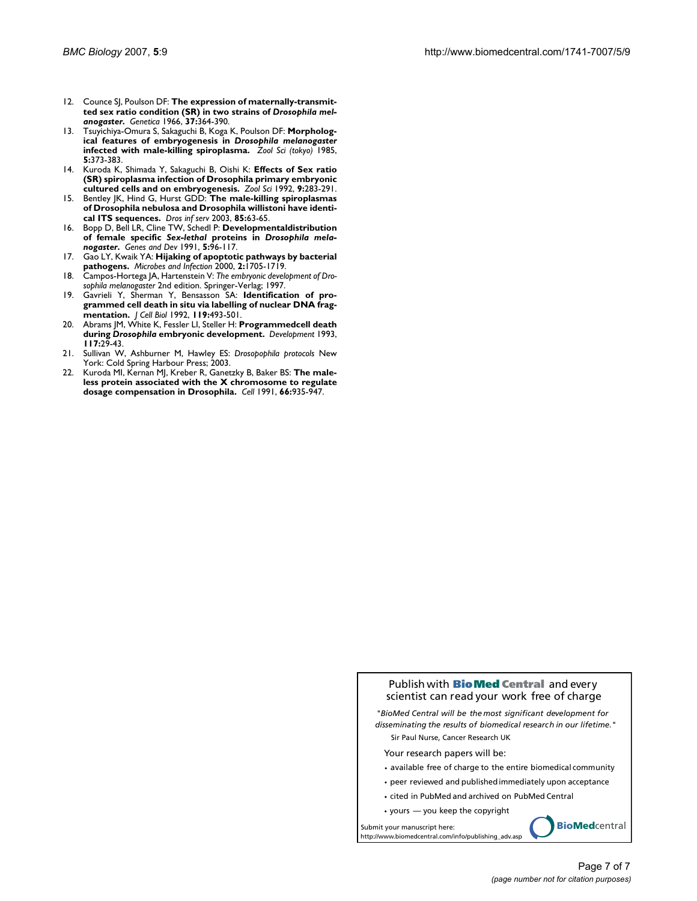12. Counce SJ, Poulson DF: **The expression of maternally-transmitted sex ratio condition (SR) in two strains of *Drosophila melanogaster*.** *Genetica* 1966, **37:**364-390.
13. Tsuyichiya-Omura S, Sakaguchi B, Koga K, Poulson DF: **Morphological features of embryogenesis in *Drosophila melanogaster* infected with male-killing spiroplasma.** *Zool Sci (tokyo)* 1985, **5:**373-383.
14. Kuroda K, Shimada Y, Sakaguchi B, Oishi K: **Effects of Sex ratio (SR) spiroplasma infection of Drosophila primary embryonic cultured cells and on embryogenesis.** *Zool Sci* 1992, **9:**283-291.
15. Bentley JK, Hind G, Hurst GDD: **The male-killing spiroplasmas of Drosophila nebulosa and Drosophila willistoni have identical ITS sequences.** *Dros inf serv* 2003, **85:**63-65.
16. Bopp D, Bell LR, Cline TW, Schedl P: **Developmentaldistribution of female specific *Sex-lethal* proteins in *Drosophila melanogaster*.** *Genes and Dev* 1991, **5:**96-117.
17. Gao LY, Kwaik YA: **Hijaking of apoptotic pathways by bacterial pathogens.** *Microbes and Infection* 2000, **2:**1705-1719.
18. Campos-Hortega JA, Hartenstein V: *The embryonic development of Drosophila melanogaster* 2nd edition. Springer-Verlag; 1997.
19. Gavrieli Y, Sherman Y, Bensasson SA: **Identification of programmed cell death in situ via labelling of nuclear DNA fragmentation.** *J Cell Biol* 1992, **119:**493-501.
20. Abrams JM, White K, Fessler LI, Steller H: **Programmedcell death during *Drosophila* embryonic development.** *Development* 1993, **117:**29-43.
21. Sullivan W, Ashburner M, Hawley ES: *Drosopophila protocols* New York: Cold Spring Harbour Press; 2003.
22. Kuroda MI, Kernan MJ, Kreber R, Ganetzky B, Baker BS: **The maleless protein associated with the X chromosome to regulate dosage compensation in Drosophila.** *Cell* 1991, **66:**935-947.

Publish with **BioMed Central** and every scientist can read your work free of charge

*"BioMed Central will be the most significant development for disseminating the results of biomedical research in our lifetime."*

Sir Paul Nurse, Cancer Research UK

Your research papers will be:

- available free of charge to the entire biomedical community
- peer reviewed and published immediately upon acceptance
- cited in PubMed and archived on PubMed Central
- yours — you keep the copyright

Submit your manuscript here:
http://www.biomedcentral.com/info/publishing_adv.asp

**BioMed**central